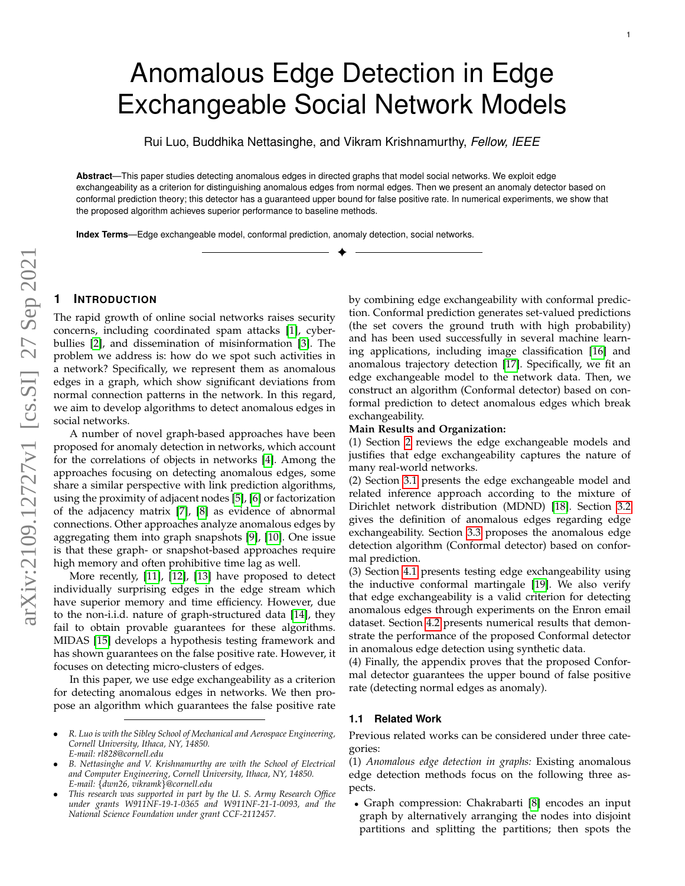# Anomalous Edge Detection in Edge Exchangeable Social Network Models

Rui Luo, Buddhika Nettasinghe, and Vikram Krishnamurthy, *Fellow, IEEE*

**Abstract**—This paper studies detecting anomalous edges in directed graphs that model social networks. We exploit edge exchangeability as a criterion for distinguishing anomalous edges from normal edges. Then we present an anomaly detector based on conformal prediction theory; this detector has a guaranteed upper bound for false positive rate. In numerical experiments, we show that the proposed algorithm achieves superior performance to baseline methods.

**Index Terms**—Edge exchangeable model, conformal prediction, anomaly detection, social networks.

## 1 Introduction

The rapid growth of online social networks raises security concerns, including coordinated spam attacks [1], cyberbullies [2], and dissemination of misinformation [3]. The problem we address is: how do we spot such activities in a network? Specifically, we represent them as anomalous edges in a graph, which show significant deviations from normal connection patterns in the network. In this regard, we aim to develop algorithms to detect anomalous edges in social networks.

A number of novel graph-based approaches have been proposed for anomaly detection in networks, which account for the correlations of objects in networks [4]. Among the approaches focusing on detecting anomalous edges, some share a similar perspective with link prediction algorithms, using the proximity of adjacent nodes [5], [6] or factorization of the adjacency matrix [7], [8] as evidence of abnormal connections. Other approaches analyze anomalous edges by aggregating them into graph snapshots [9], [10]. One issue is that these graph- or snapshot-based approaches require high memory and often prohibitive time lag as well.

More recently, [11], [12], [13] have proposed to detect individually surprising edges in the edge stream which have superior memory and time efficiency. However, due to the non-i.i.d. nature of graph-structured data [14], they fail to obtain provable guarantees for these algorithms. MIDAS [15] develops a hypothesis testing framework and has shown guarantees on the false positive rate. However, it focuses on detecting micro-clusters of edges.

In this paper, we use edge exchangeability as a criterion for detecting anomalous edges in networks. We then propose an algorithm which guarantees the false positive rate by combining edge exchangeability with conformal prediction. Conformal prediction generates set-valued predictions (the set covers the ground truth with high probability) and has been used successfully in several machine learning applications, including image classification [16] and anomalous trajectory detection [17]. Specifically, we fit an edge exchangeable model to the network data. Then, we construct an algorithm (Conformal detector) based on conformal prediction to detect anomalous edges which break exchangeability.

**Main Results and Organization:**

(1) Section 2 reviews the edge exchangeable models and justifies that edge exchangeability captures the nature of many real-world networks.

(2) Section 3.1 presents the edge exchangeable model and related inference approach according to the mixture of Dirichlet network distribution (MDND) [18]. Section 3.2 gives the definition of anomalous edges regarding edge exchangeability. Section 3.3 proposes the anomalous edge detection algorithm (Conformal detector) based on conformal prediction.

(3) Section 4.1 presents testing edge exchangeability using the inductive conformal martingale [19]. We also verify that edge exchangeability is a valid criterion for detecting anomalous edges through experiments on the Enron email dataset. Section 4.2 presents numerical results that demonstrate the performance of the proposed Conformal detector in anomalous edge detection using synthetic data.

(4) Finally, the appendix proves that the proposed Conformal detector guarantees the upper bound of false positive rate (detecting normal edges as anomaly).

### 1.1 Related Work

Previous related works can be considered under three categories:

(1) *Anomalous edge detection in graphs:* Existing anomalous edge detection methods focus on the following three aspects.

- Graph compression: Chakrabarti [8] encodes an input graph by alternatively arranging the nodes into disjoint partitions and splitting the partitions; then spots the

---

- *R. Luo is with the Sibley School of Mechanical and Aerospace Engineering, Cornell University, Ithaca, NY, 14850. E-mail: rl828@cornell.edu*
- *B. Nettasinghe and V. Krishnamurthy are with the School of Electrical and Computer Engineering, Cornell University, Ithaca, NY, 14850. E-mail: {dwn26, vikramk}@cornell.edu*
- *This research was supported in part by the U. S. Army Research Office under grants W911NF-19-1-0365 and W911NF-21-1-0093, and the National Science Foundation under grant CCF-2112457.*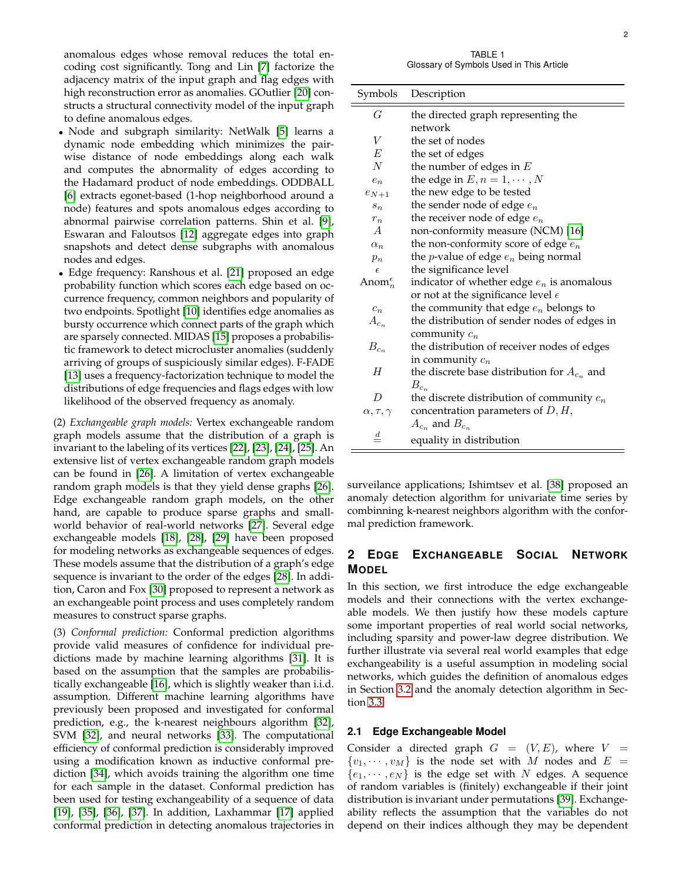anomalous edges whose removal reduces the total encoding cost significantly. Tong and Lin [7] factorize the adjacency matrix of the input graph and flag edges with high reconstruction error as anomalies. GOutlier [20] constructs a structural connectivity model of the input graph to define anomalous edges.

- Node and subgraph similarity: NetWalk [5] learns a dynamic node embedding which minimizes the pairwise distance of node embeddings along each walk and computes the abnormality of edges according to the Hadamard product of node embeddings. ODDBALL [6] extracts egonet-based (1-hop neighborhood around a node) features and spots anomalous edges according to abnormal pairwise correlation patterns. Shin et al. [9], Eswaran and Faloutsos [12] aggregate edges into graph snapshots and detect dense subgraphs with anomalous nodes and edges.
- Edge frequency: Ranshous et al. [21] proposed an edge probability function which scores each edge based on occurrence frequency, common neighbors and popularity of two endpoints. Spotlight [10] identifies edge anomalies as bursty occurrence which connect parts of the graph which are sparsely connected. MIDAS [15] proposes a probabilistic framework to detect microcluster anomalies (suddenly arriving of groups of suspiciously similar edges). F-FADE [13] uses a frequency-factorization technique to model the distributions of edge frequencies and flags edges with low likelihood of the observed frequency as anomaly.

(2) *Exchangeable graph models:* Vertex exchangeable random graph models assume that the distribution of a graph is invariant to the labeling of its vertices [22], [23], [24], [25]. An extensive list of vertex exchangeable random graph models can be found in [26]. A limitation of vertex exchangeable random graph models is that they yield dense graphs [26]. Edge exchangeable random graph models, on the other hand, are capable to produce sparse graphs and small-world behavior of real-world networks [27]. Several edge exchangeable models [18], [28], [29] have been proposed for modeling networks as exchangeable sequences of edges. These models assume that the distribution of a graph's edge sequence is invariant to the order of the edges [28]. In addition, Caron and Fox [30] proposed to represent a network as an exchangeable point process and uses completely random measures to construct sparse graphs.

(3) *Conformal prediction:* Conformal prediction algorithms provide valid measures of confidence for individual predictions made by machine learning algorithms [31]. It is based on the assumption that the samples are probabilistically exchangeable [16], which is slightly weaker than i.i.d. assumption. Different machine learning algorithms have previously been proposed and investigated for conformal prediction, e.g., the k-nearest neighbours algorithm [32], SVM [32], and neural networks [33]. The computational efficiency of conformal prediction is considerably improved using a modification known as inductive conformal prediction [34], which avoids training the algorithm one time for each sample in the dataset. Conformal prediction has been used for testing exchangeability of a sequence of data [19], [35], [36], [37]. In addition, Laxhammar [17] applied conformal prediction in detecting anomalous trajectories in surveilance applications; Ishimtsev et al. [38] proposed an anomaly detection algorithm for univariate time series by combinning k-nearest neighbors algorithm with the conformal prediction framework.

TABLE 1
Glossary of Symbols Used in This Article

| Symbols | Description |
|---|---|
| $G$ | the directed graph representing the network |
| $V$ | the set of nodes |
| $E$ | the set of edges |
| $N$ | the number of edges in $E$ |
| $e_n$ | the edge in $E, n = 1, \cdots, N$ |
| $e_{N+1}$ | the new edge to be tested |
| $s_n$ | the sender node of edge $e_n$ |
| $r_n$ | the receiver node of edge $e_n$ |
| $A$ | non-conformity measure (NCM) [16] |
| $\alpha_n$ | the non-conformity score of edge $e_n$ |
| $p_n$ | the $p$-value of edge $e_n$ being normal |
| $\epsilon$ | the significance level |
| $\text{Anom}_n^\epsilon$ | indicator of whether edge $e_n$ is anomalous or not at the significance level $\epsilon$ |
| $c_n$ | the community that edge $e_n$ belongs to |
| $A_{c_n}$ | the distribution of sender nodes of edges in community $c_n$ |
| $B_{c_n}$ | the distribution of receiver nodes of edges in community $c_n$ |
| $H$ | the discrete base distribution for $A_{c_n}$ and $B_{c_n}$ |
| $D$ | the discrete distribution of community $c_n$ |
| $\alpha, \tau, \gamma$ | concentration parameters of $D, H$, $A_{c_n}$ and $B_{c_n}$ |
| $\stackrel{d}{=}$ | equality in distribution |

## 2 Edge Exchangeable Social Network Model

In this section, we first introduce the edge exchangeable models and their connections with the vertex exchangeable models. We then justify how these models capture some important properties of real world social networks, including sparsity and power-law degree distribution. We further illustrate via several real world examples that edge exchangeability is a useful assumption in modeling social networks, which guides the definition of anomalous edges in Section 3.2 and the anomaly detection algorithm in Section 3.3.

### 2.1 Edge Exchangeable Model

Consider a directed graph $G = (V, E)$, where $V = \{v_1, \cdots, v_M\}$ is the node set with $M$ nodes and $E = \{e_1, \cdots, e_N\}$ is the edge set with $N$ edges. A sequence of random variables is (finitely) exchangeable if their joint distribution is invariant under permutations [39]. Exchangeability reflects the assumption that the variables do not depend on their indices although they may be dependent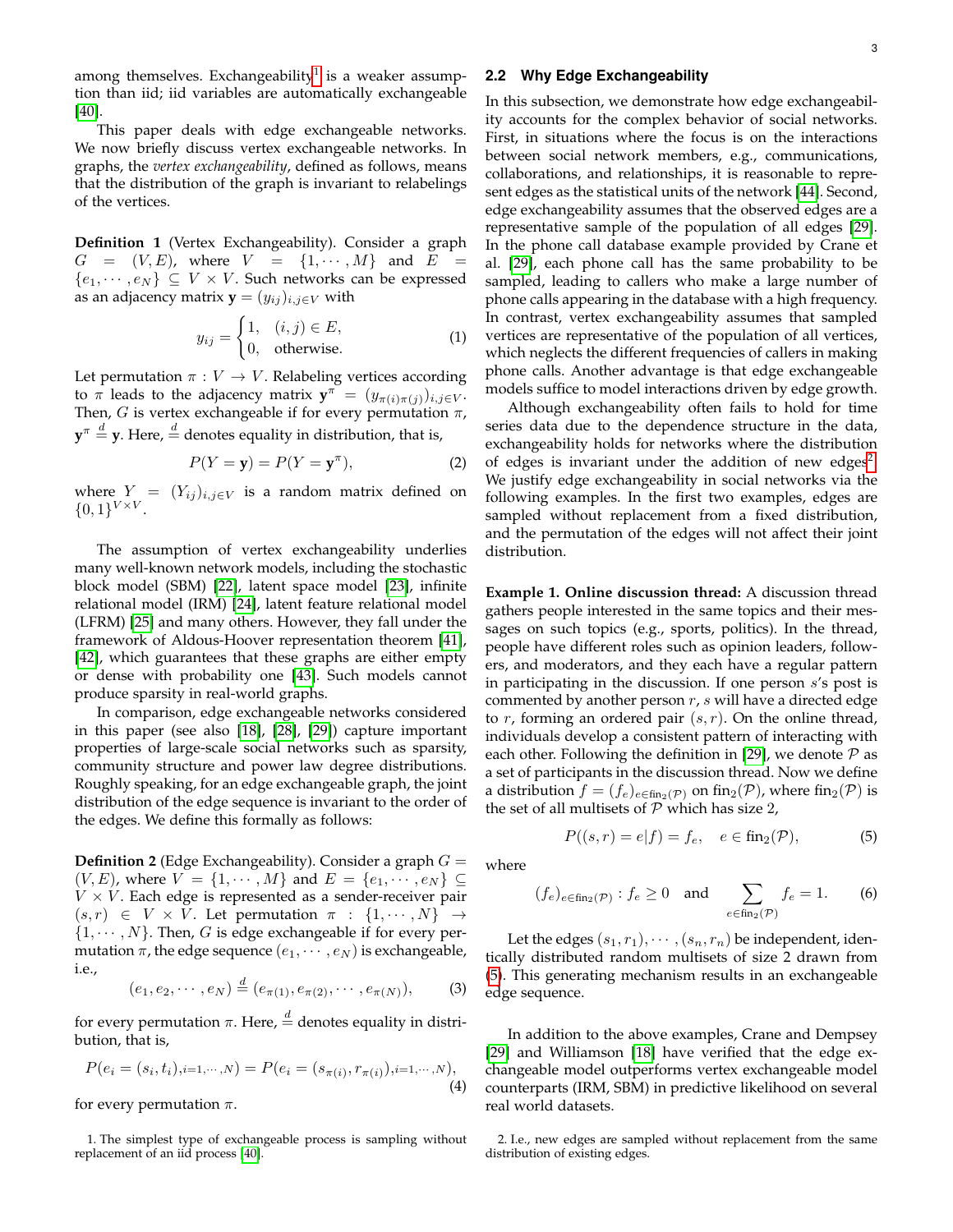among themselves. Exchangeability[1] is a weaker assumption than iid; iid variables are automatically exchangeable [40].

This paper deals with edge exchangeable networks. We now briefly discuss vertex exchangeable networks. In graphs, the *vertex exchangeability*, defined as follows, means that the distribution of the graph is invariant to relabelings of the vertices.

**Definition 1** (Vertex Exchangeability). Consider a graph $G = (V, E)$, where $V = \{1, \cdots, M\}$ and $E = \{e_1, \cdots, e_N\} \subseteq V \times V$. Such networks can be expressed as an adjacency matrix $\mathbf{y} = (y_{ij})_{i,j \in V}$ with

$$y_{ij} = \begin{cases} 1, & (i,j) \in E, \\ 0, & \text{otherwise.} \end{cases} \tag{1}$$

Let permutation $\pi : V \to V$. Relabeling vertices according to $\pi$ leads to the adjacency matrix $\mathbf{y}^\pi = (y_{\pi(i)\pi(j)})_{i,j \in V}$. Then, $G$ is vertex exchangeable if for every permutation $\pi$, $\mathbf{y}^\pi \overset{d}{=} \mathbf{y}$. Here, $\overset{d}{=}$ denotes equality in distribution, that is,

$$P(Y = \mathbf{y}) = P(Y = \mathbf{y}^\pi), \tag{2}$$

where $Y = (Y_{ij})_{i,j \in V}$ is a random matrix defined on $\{0,1\}^{V \times V}$.

The assumption of vertex exchangeability underlies many well-known network models, including the stochastic block model (SBM) [22], latent space model [23], infinite relational model (IRM) [24], latent feature relational model (LFRM) [25] and many others. However, they fall under the framework of Aldous-Hoover representation theorem [41], [42], which guarantees that these graphs are either empty or dense with probability one [43]. Such models cannot produce sparsity in real-world graphs.

In comparison, edge exchangeable networks considered in this paper (see also [18], [28], [29]) capture important properties of large-scale social networks such as sparsity, community structure and power law degree distributions. Roughly speaking, for an edge exchangeable graph, the joint distribution of the edge sequence is invariant to the order of the edges. We define this formally as follows:

**Definition 2** (Edge Exchangeability). Consider a graph $G = (V, E)$, where $V = \{1, \cdots, M\}$ and $E = \{e_1, \cdots, e_N\} \subseteq V \times V$. Each edge is represented as a sender-receiver pair $(s, r) \in V \times V$. Let permutation $\pi : \{1, \cdots, N\} \to \{1, \cdots, N\}$. Then, $G$ is edge exchangeable if for every permutation $\pi$, the edge sequence $(e_1, \cdots, e_N)$ is exchangeable, i.e.,

$$(e_1, e_2, \cdots, e_N) \overset{d}{=} (e_{\pi(1)}, e_{\pi(2)}, \cdots, e_{\pi(N)}), \tag{3}$$

for every permutation $\pi$. Here, $\overset{d}{=}$ denotes equality in distribution, that is,

$$P(e_i = (s_i, t_i)_{,i=1,\cdots,N}) = P(e_i = (s_{\pi(i)}, r_{\pi(i)})_{,i=1,\cdots,N}), \tag{4}$$

for every permutation $\pi$.

## 2.2 Why Edge Exchangeability

In this subsection, we demonstrate how edge exchangeability accounts for the complex behavior of social networks. First, in situations where the focus is on the interactions between social network members, e.g., communications, collaborations, and relationships, it is reasonable to represent edges as the statistical units of the network [44]. Second, edge exchangeability assumes that the observed edges are a representative sample of the population of all edges [29]. In the phone call database example provided by Crane et al. [29], each phone call has the same probability to be sampled, leading to callers who make a large number of phone calls appearing in the database with a high frequency. In contrast, vertex exchangeability assumes that sampled vertices are representative of the population of all vertices, which neglects the different frequencies of callers in making phone calls. Another advantage is that edge exchangeable models suffice to model interactions driven by edge growth.

Although exchangeability often fails to hold for time series data due to the dependence structure in the data, exchangeability holds for networks where the distribution of edges is invariant under the addition of new edges[2]. We justify edge exchangeability in social networks via the following examples. In the first two examples, edges are sampled without replacement from a fixed distribution, and the permutation of the edges will not affect their joint distribution.

**Example 1. Online discussion thread:** A discussion thread gathers people interested in the same topics and their messages on such topics (e.g., sports, politics). In the thread, people have different roles such as opinion leaders, followers, and moderators, and they each have a regular pattern in participating in the discussion. If one person $s$'s post is commented by another person $r$, $s$ will have a directed edge to $r$, forming an ordered pair $(s, r)$. On the online thread, individuals develop a consistent pattern of interacting with each other. Following the definition in [29], we denote $\mathcal{P}$ as a set of participants in the discussion thread. Now we define a distribution $f = (f_e)_{e \in \text{fin}_2(\mathcal{P})}$ on $\text{fin}_2(\mathcal{P})$, where $\text{fin}_2(\mathcal{P})$ is the set of all multisets of $\mathcal{P}$ which has size 2,

$$P((s, r) = e | f) = f_e, \quad e \in \text{fin}_2(\mathcal{P}), \tag{5}$$

where

$$(f_e)_{e \in \text{fin}_2(\mathcal{P})} : f_e \geq 0 \quad \text{and} \quad \sum_{e \in \text{fin}_2(\mathcal{P})} f_e = 1. \tag{6}$$

Let the edges $(s_1, r_1), \cdots, (s_n, r_n)$ be independent, identically distributed random multisets of size 2 drawn from (5). This generating mechanism results in an exchangeable edge sequence.

In addition to the above examples, Crane and Dempsey [29] and Williamson [18] have verified that the edge exchangeable model outperforms vertex exchangeable model counterparts (IRM, SBM) in predictive likelihood on several real world datasets.

1. The simplest type of exchangeable process is sampling without replacement of an iid process [40].

2. I.e., new edges are sampled without replacement from the same distribution of existing edges.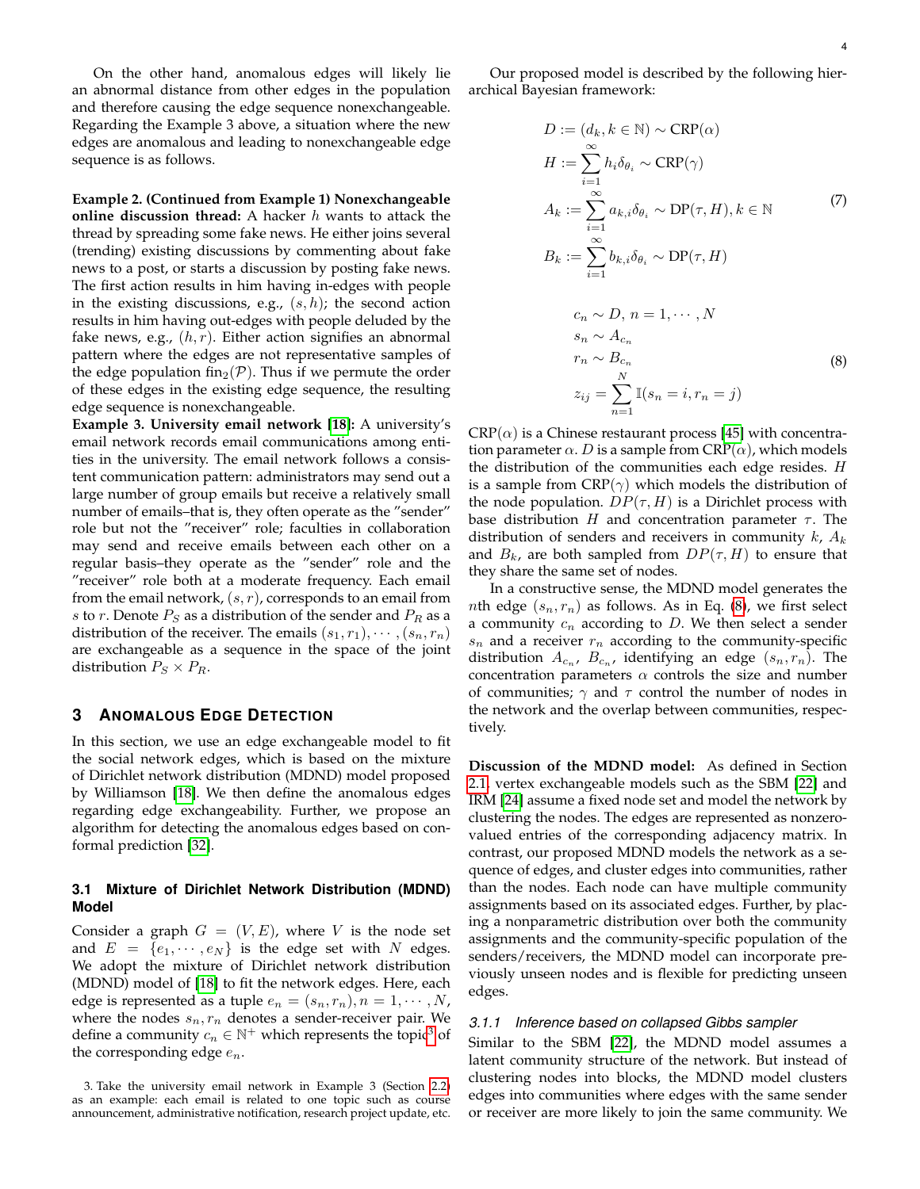On the other hand, anomalous edges will likely lie an abnormal distance from other edges in the population and therefore causing the edge sequence nonexchangeable. Regarding the Example 3 above, a situation where the new edges are anomalous and leading to nonexchangeable edge sequence is as follows.

**Example 2. (Continued from Example 1) Nonexchangeable online discussion thread:** A hacker $h$ wants to attack the thread by spreading some fake news. He either joins several (trending) existing discussions by commenting about fake news to a post, or starts a discussion by posting fake news. The first action results in him having in-edges with people in the existing discussions, e.g., $(s, h)$; the second action results in him having out-edges with people deluded by the fake news, e.g., $(h, r)$. Either action signifies an abnormal pattern where the edges are not representative samples of the edge population $\text{fin}_2(\mathcal{P})$. Thus if we permute the order of these edges in the existing edge sequence, the resulting edge sequence is nonexchangeable.

**Example 3. University email network [18]:** A university's email network records email communications among entities in the university. The email network follows a consistent communication pattern: administrators may send out a large number of group emails but receive a relatively small number of emails–that is, they often operate as the "sender" role but not the "receiver" role; faculties in collaboration may send and receive emails between each other on a regular basis–they operate as the "sender" role and the "receiver" role both at a moderate frequency. Each email from the email network, $(s, r)$, corresponds to an email from $s$ to $r$. Denote $P_S$ as a distribution of the sender and $P_R$ as a distribution of the receiver. The emails $(s_1, r_1), \cdots, (s_n, r_n)$ are exchangeable as a sequence in the space of the joint distribution $P_S \times P_R$.

## 3 Anomalous Edge Detection

In this section, we use an edge exchangeable model to fit the social network edges, which is based on the mixture of Dirichlet network distribution (MDND) model proposed by Williamson [18]. We then define the anomalous edges regarding edge exchangeability. Further, we propose an algorithm for detecting the anomalous edges based on conformal prediction [32].

### 3.1 Mixture of Dirichlet Network Distribution (MDND) Model

Consider a graph $G = (V, E)$, where $V$ is the node set and $E = \{e_1, \cdots, e_N\}$ is the edge set with $N$ edges. We adopt the mixture of Dirichlet network distribution (MDND) model of [18] to fit the network edges. Here, each edge is represented as a tuple $e_n = (s_n, r_n), n = 1, \cdots, N$, where the nodes $s_n, r_n$ denotes a sender-receiver pair. We define a community $c_n \in \mathbb{N}^+$ which represents the topic[3] of the corresponding edge $e_n$.

3. Take the university email network in Example 3 (Section 2.2) as an example: each email is related to one topic such as course announcement, administrative notification, research project update, etc.

Our proposed model is described by the following hierarchical Bayesian framework:

$$
\begin{aligned}
D &:= (d_k, k \in \mathbb{N}) \sim \text{CRP}(\alpha) \\
H &:= \sum_{i=1}^{\infty} h_i \delta_{\theta_i} \sim \text{CRP}(\gamma) \\
A_k &:= \sum_{i=1}^{\infty} a_{k,i} \delta_{\theta_i} \sim \text{DP}(\tau, H), k \in \mathbb{N} \\
B_k &:= \sum_{i=1}^{\infty} b_{k,i} \delta_{\theta_i} \sim \text{DP}(\tau, H)
\end{aligned}
\tag{7}
$$

$$
\begin{aligned}
c_n &\sim D, \; n = 1, \cdots, N \\
s_n &\sim A_{c_n} \\
r_n &\sim B_{c_n} \\
z_{ij} &= \sum_{n=1}^{N} \mathbb{I}(s_n = i, r_n = j)
\end{aligned}
\tag{8}
$$

$\text{CRP}(\alpha)$ is a Chinese restaurant process [45] with concentration parameter $\alpha$. $D$ is a sample from $\text{CRP}(\alpha)$, which models the distribution of the communities each edge resides. $H$ is a sample from $\text{CRP}(\gamma)$ which models the distribution of the node population. $DP(\tau, H)$ is a Dirichlet process with base distribution $H$ and concentration parameter $\tau$. The distribution of senders and receivers in community $k$, $A_k$ and $B_k$, are both sampled from $DP(\tau, H)$ to ensure that they share the same set of nodes.

In a constructive sense, the MDND model generates the $n$th edge $(s_n, r_n)$ as follows. As in Eq. (8), we first select a community $c_n$ according to $D$. We then select a sender $s_n$ and a receiver $r_n$ according to the community-specific distribution $A_{c_n}$, $B_{c_n}$, identifying an edge $(s_n, r_n)$. The concentration parameters $\alpha$ controls the size and number of communities; $\gamma$ and $\tau$ control the number of nodes in the network and the overlap between communities, respectively.

**Discussion of the MDND model:** As defined in Section 2.1, vertex exchangeable models such as the SBM [22] and IRM [24] assume a fixed node set and model the network by clustering the nodes. The edges are represented as nonzero-valued entries of the corresponding adjacency matrix. In contrast, our proposed MDND models the network as a sequence of edges, and cluster edges into communities, rather than the nodes. Each node can have multiple community assignments based on its associated edges. Further, by placing a nonparametric distribution over both the community assignments and the community-specific population of the senders/receivers, the MDND model can incorporate previously unseen nodes and is flexible for predicting unseen edges.

#### 3.1.1 Inference based on collapsed Gibbs sampler

Similar to the SBM [22], the MDND model assumes a latent community structure of the network. But instead of clustering nodes into blocks, the MDND model clusters edges into communities where edges with the same sender or receiver are more likely to join the same community. We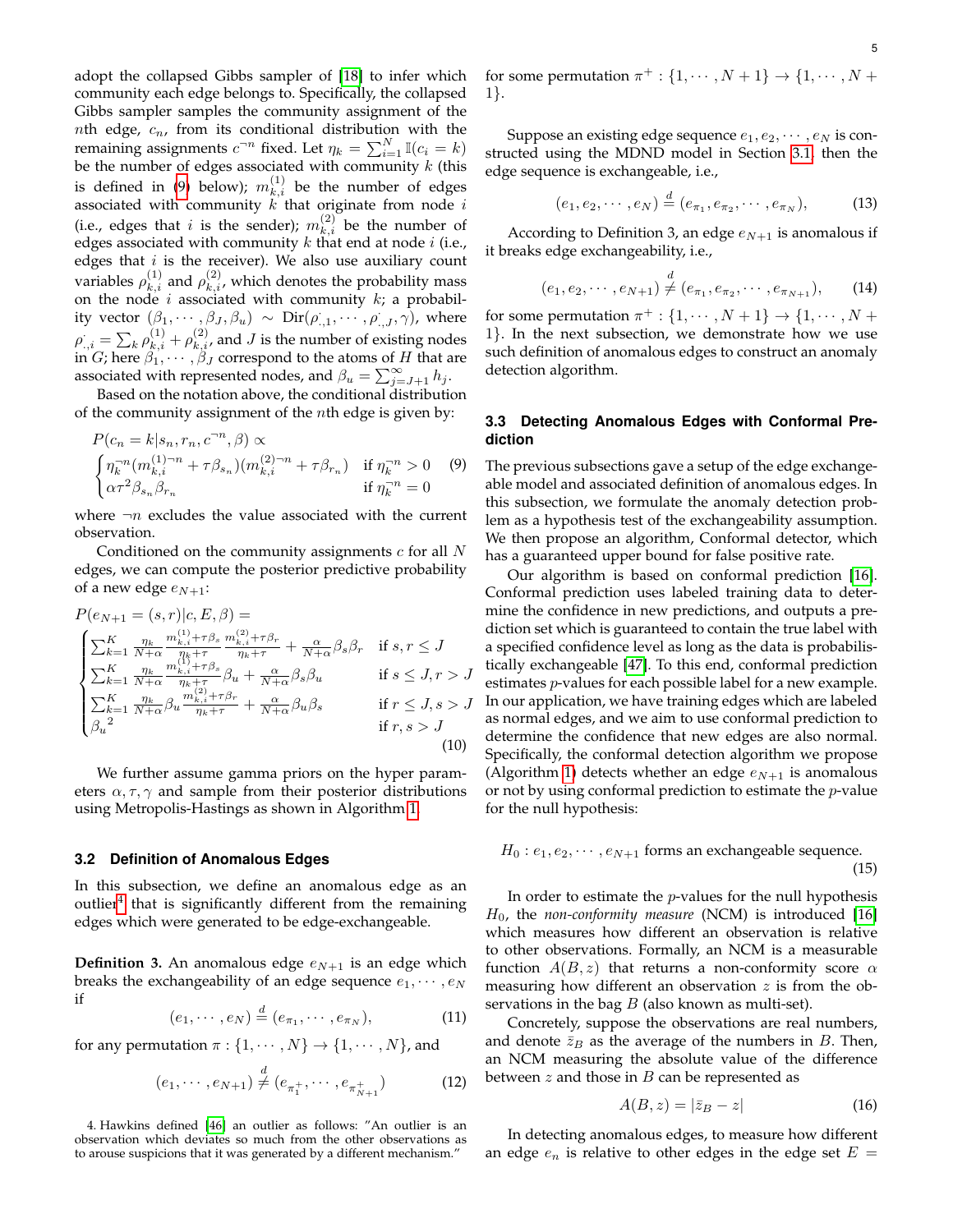adopt the collapsed Gibbs sampler of [18] to infer which community each edge belongs to. Specifically, the collapsed Gibbs sampler samples the community assignment of the $n$th edge, $c_n$, from its conditional distribution with the remaining assignments $c^{\neg n}$ fixed. Let $\eta_k = \sum_{i=1}^{N} \mathbb{I}(c_i = k)$ be the number of edges associated with community $k$ (this is defined in (9) below); $m_{k,i}^{(1)}$ be the number of edges associated with community $k$ that originate from node $i$ (i.e., edges that $i$ is the sender); $m_{k,i}^{(2)}$ be the number of edges associated with community $k$ that end at node $i$ (i.e., edges that $i$ is the receiver). We also use auxiliary count variables $\rho_{k,i}^{(1)}$ and $\rho_{k,i}^{(2)}$, which denotes the probability mass on the node $i$ associated with community $k$; a probability vector $(\beta_1, \cdots, \beta_J, \beta_u) \sim \text{Dir}(\rho_{\cdot,1}^{\cdot}, \cdots, \rho_{\cdot,J}^{\cdot}, \gamma)$, where $\rho_{\cdot,i}^{\cdot} = \sum_k \rho_{k,i}^{(1)} + \rho_{k,i}^{(2)}$, and $J$ is the number of existing nodes in $G$; here $\beta_1, \cdots, \beta_J$ correspond to the atoms of $H$ that are associated with represented nodes, and $\beta_u = \sum_{j=J+1}^{\infty} h_j$.

Based on the notation above, the conditional distribution of the community assignment of the $n$th edge is given by:

$$
P(c_n = k | s_n, r_n, c^{\neg n}, \beta) \propto
\begin{cases}
\eta_k^{\neg n}(m_{k,i}^{(1)\neg n} + \tau\beta_{s_n})(m_{k,i}^{(2)\neg n} + \tau\beta_{r_n}) & \text{if } \eta_k^{\neg n} > 0 \\
\alpha\tau^2\beta_{s_n}\beta_{r_n} & \text{if } \eta_k^{\neg n} = 0
\end{cases}
\tag{9}
$$

where $\neg n$ excludes the value associated with the current observation.

Conditioned on the community assignments $c$ for all $N$ edges, we can compute the posterior predictive probability of a new edge $e_{N+1}$:

$$
P(e_{N+1} = (s, r) | c, E, \beta) =
\begin{cases}
\sum_{k=1}^{K} \frac{\eta_k}{N+\alpha} \frac{m_{k,i}^{(1)} + \tau\beta_s}{\eta_k + \tau} \frac{m_{k,i}^{(2)} + \tau\beta_r}{\eta_k + \tau} + \frac{\alpha}{N+\alpha}\beta_s\beta_r & \text{if } s, r \leq J \\
\sum_{k=1}^{K} \frac{\eta_k}{N+\alpha} \frac{m_{k,i}^{(1)} + \tau\beta_s}{\eta_k + \tau}\beta_u + \frac{\alpha}{N+\alpha}\beta_s\beta_u & \text{if } s \leq J, r > J \\
\sum_{k=1}^{K} \frac{\eta_k}{N+\alpha}\beta_u \frac{m_{k,i}^{(2)} + \tau\beta_r}{\eta_k + \tau} + \frac{\alpha}{N+\alpha}\beta_u\beta_s & \text{if } r \leq J, s > J \\
{\beta_u}^2 & \text{if } r, s > J
\end{cases}
\tag{10}
$$

We further assume gamma priors on the hyper parameters $\alpha, \tau, \gamma$ and sample from their posterior distributions using Metropolis-Hastings as shown in Algorithm 1.

### 3.2 Definition of Anomalous Edges

In this subsection, we define an anomalous edge as an outlier[4] that is significantly different from the remaining edges which were generated to be edge-exchangeable.

**Definition 3.** An anomalous edge $e_{N+1}$ is an edge which breaks the exchangeability of an edge sequence $e_1, \cdots, e_N$ if

$$
(e_1, \cdots, e_N) \stackrel{d}{=} (e_{\pi_1}, \cdots, e_{\pi_N}),
\tag{11}
$$

for any permutation $\pi : \{1, \cdots, N\} \rightarrow \{1, \cdots, N\}$, and

$$
(e_1, \cdots, e_{N+1}) \stackrel{d}{\neq} (e_{\pi_1^+}, \cdots, e_{\pi_{N+1}^+})
\tag{12}
$$

for some permutation $\pi^+ : \{1, \cdots, N+1\} \rightarrow \{1, \cdots, N+1\}$.

Suppose an existing edge sequence $e_1, e_2, \cdots, e_N$ is constructed using the MDND model in Section 3.1, then the edge sequence is exchangeable, i.e.,

$$
(e_1, e_2, \cdots, e_N) \stackrel{d}{=} (e_{\pi_1}, e_{\pi_2}, \cdots, e_{\pi_N}),
\tag{13}
$$

According to Definition 3, an edge $e_{N+1}$ is anomalous if it breaks edge exchangeability, i.e.,

$$
(e_1, e_2, \cdots, e_{N+1}) \stackrel{d}{\neq} (e_{\pi_1}, e_{\pi_2}, \cdots, e_{\pi_{N+1}}),
\tag{14}
$$

for some permutation $\pi^+ : \{1, \cdots, N+1\} \rightarrow \{1, \cdots, N+1\}$. In the next subsection, we demonstrate how we use such definition of anomalous edges to construct an anomaly detection algorithm.

### 3.3 Detecting Anomalous Edges with Conformal Prediction

The previous subsections gave a setup of the edge exchangeable model and associated definition of anomalous edges. In this subsection, we formulate the anomaly detection problem as a hypothesis test of the exchangeability assumption. We then propose an algorithm, Conformal detector, which has a guaranteed upper bound for false positive rate.

Our algorithm is based on conformal prediction [16]. Conformal prediction uses labeled training data to determine the confidence in new predictions, and outputs a prediction set which is guaranteed to contain the true label with a specified confidence level as long as the data is probabilistically exchangeable [47]. To this end, conformal prediction estimates $p$-values for each possible label for a new example. In our application, we have training edges which are labeled as normal edges, and we aim to use conformal prediction to determine the confidence that new edges are also normal. Specifically, the conformal detection algorithm we propose (Algorithm 1) detects whether an edge $e_{N+1}$ is anomalous or not by using conformal prediction to estimate the $p$-value for the null hypothesis:

$$
H_0 : e_1, e_2, \cdots, e_{N+1} \text{ forms an exchangeable sequence.}
\tag{15}
$$

In order to estimate the $p$-values for the null hypothesis $H_0$, the *non-conformity measure* (NCM) is introduced [16] which measures how different an observation is relative to other observations. Formally, an NCM is a measurable function $A(B, z)$ that returns a non-conformity score $\alpha$ measuring how different an observation $z$ is from the observations in the bag $B$ (also known as multi-set).

Concretely, suppose the observations are real numbers, and denote $\bar{z}_B$ as the average of the numbers in $B$. Then, an NCM measuring the absolute value of the difference between $z$ and those in $B$ can be represented as

$$
A(B, z) = |\bar{z}_B - z|
\tag{16}
$$

In detecting anomalous edges, to measure how different an edge $e_n$ is relative to other edges in the edge set $E =$

4. Hawkins defined [46] an outlier as follows: "An outlier is an observation which deviates so much from the other observations as to arouse suspicions that it was generated by a different mechanism."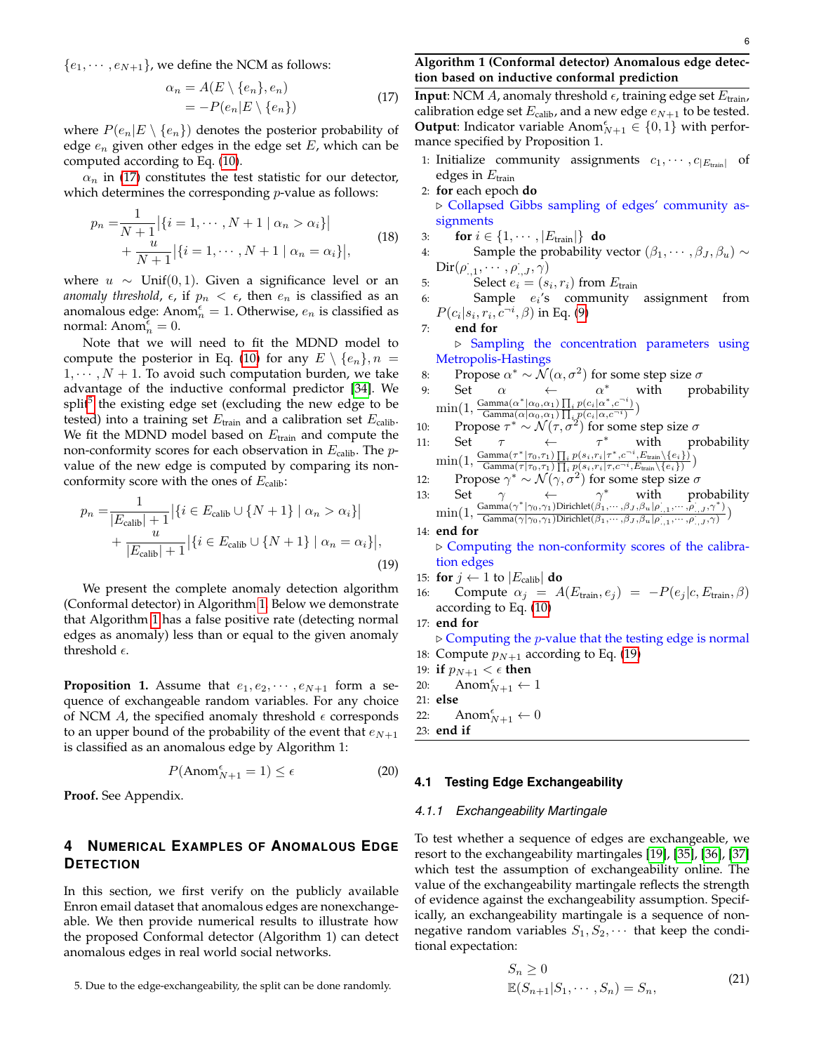$\{e_1, \cdots, e_{N+1}\}$, we define the NCM as follows:

$$\begin{aligned} \alpha_n &= A(E \setminus \{e_n\}, e_n) \\ &= -P(e_n | E \setminus \{e_n\}) \end{aligned} \tag{17}$$

where $P(e_n | E \setminus \{e_n\})$ denotes the posterior probability of edge $e_n$ given other edges in the edge set $E$, which can be computed according to Eq. (10).

$\alpha_n$ in (17) constitutes the test statistic for our detector, which determines the corresponding $p$-value as follows:

$$\begin{aligned} p_n =& \frac{1}{N+1} \big|\{i = 1, \cdots, N+1 \mid \alpha_n > \alpha_i\}\big| \\ &+ \frac{u}{N+1} \big|\{i = 1, \cdots, N+1 \mid \alpha_n = \alpha_i\}\big|, \end{aligned} \tag{18}$$

where $u \sim \text{Unif}(0, 1)$. Given a significance level or an *anomaly threshold*, $\epsilon$, if $p_n < \epsilon$, then $e_n$ is classified as an anomalous edge: $\text{Anom}_n^\epsilon = 1$. Otherwise, $e_n$ is classified as normal: $\text{Anom}_n^\epsilon = 0$.

Note that we will need to fit the MDND model to compute the posterior in Eq. (10) for any $E \setminus \{e_n\}, n = 1, \cdots, N+1$. To avoid such computation burden, we take advantage of the inductive conformal predictor [34]. We split[5] the existing edge set (excluding the new edge to be tested) into a training set $E_{\text{train}}$ and a calibration set $E_{\text{calib}}$. We fit the MDND model based on $E_{\text{train}}$ and compute the non-conformity scores for each observation in $E_{\text{calib}}$. The $p$-value of the new edge is computed by comparing its non-conformity score with the ones of $E_{\text{calib}}$:

$$\begin{aligned} p_n =& \frac{1}{|E_{\text{calib}}| + 1} \big|\{i \in E_{\text{calib}} \cup \{N+1\} \mid \alpha_n > \alpha_i\}\big| \\ &+ \frac{u}{|E_{\text{calib}}| + 1} \big|\{i \in E_{\text{calib}} \cup \{N+1\} \mid \alpha_n = \alpha_i\}\big|, \end{aligned} \tag{19}$$

We present the complete anomaly detection algorithm (Conformal detector) in Algorithm 1. Below we demonstrate that Algorithm 1 has a false positive rate (detecting normal edges as anomaly) less than or equal to the given anomaly threshold $\epsilon$.

**Proposition 1.** Assume that $e_1, e_2, \cdots, e_{N+1}$ form a sequence of exchangeable random variables. For any choice of NCM $A$, the specified anomaly threshold $\epsilon$ corresponds to an upper bound of the probability of the event that $e_{N+1}$ is classified as an anomalous edge by Algorithm 1:

$$P(\text{Anom}_{N+1}^\epsilon = 1) \leq \epsilon \tag{20}$$

**Proof.** See Appendix.

## 4 Numerical Examples of Anomalous Edge Detection

In this section, we first verify on the publicly available Enron email dataset that anomalous edges are nonexchangeable. We then provide numerical results to illustrate how the proposed Conformal detector (Algorithm 1) can detect anomalous edges in real world social networks.

5. Due to the edge-exchangeability, the split can be done randomly.

---

**Algorithm 1 (Conformal detector) Anomalous edge detection based on inductive conformal prediction**

**Input**: NCM $A$, anomaly threshold $\epsilon$, training edge set $E_{\text{train}}$, calibration edge set $E_{\text{calib}}$, and a new edge $e_{N+1}$ to be tested.
**Output**: Indicator variable $\text{Anom}_{N+1}^\epsilon \in \{0, 1\}$ with performance specified by Proposition 1.

1: Initialize community assignments $c_1, \cdots, c_{|E_{\text{train}}|}$ of edges in $E_{\text{train}}$
2: **for** each epoch **do**
   ▷ Collapsed Gibbs sampling of edges' community assignments
3: &nbsp;&nbsp;**for** $i \in \{1, \cdots, |E_{\text{train}}|\}$ **do**
4: &nbsp;&nbsp;&nbsp;&nbsp;Sample the probability vector $(\beta_1, \cdots, \beta_J, \beta_u) \sim \text{Dir}(\rho_{\cdot,1}^{\cdot}, \cdots, \rho_{\cdot,J}^{\cdot}, \gamma)$
5: &nbsp;&nbsp;&nbsp;&nbsp;Select $e_i = (s_i, r_i)$ from $E_{\text{train}}$
6: &nbsp;&nbsp;&nbsp;&nbsp;Sample $e_i$'s community assignment from $P(c_i | s_i, r_i, c^{\neg i}, \beta)$ in Eq. (9)
7: &nbsp;&nbsp;**end for**
   ▷ Sampling the concentration parameters using Metropolis-Hastings
8: &nbsp;&nbsp;Propose $\alpha^* \sim \mathcal{N}(\alpha, \sigma^2)$ for some step size $\sigma$
9: &nbsp;&nbsp;Set $\alpha \leftarrow \alpha^*$ with probability $\min(1, \frac{\text{Gamma}(\alpha^* | \alpha_0, \alpha_1) \prod_i p(c_i | \alpha^*, c^{\neg i})}{\text{Gamma}(\alpha | \alpha_0, \alpha_1) \prod_i p(c_i | \alpha, c^{\neg i})})$
10: &nbsp;&nbsp;Propose $\tau^* \sim \mathcal{N}(\tau, \sigma^2)$ for some step size $\sigma$
11: &nbsp;&nbsp;Set $\tau \leftarrow \tau^*$ with probability $\min(1, \frac{\text{Gamma}(\tau^* | \tau_0, \tau_1) \prod_i p(s_i, r_i | \tau^*, c^{\neg i}, E_{\text{train}} \setminus \{e_i\})}{\text{Gamma}(\tau | \tau_0, \tau_1) \prod_i p(s_i, r_i | \tau, c^{\neg i}, E_{\text{train}} \setminus \{e_i\})})$
12: &nbsp;&nbsp;Propose $\gamma^* \sim \mathcal{N}(\gamma, \sigma^2)$ for some step size $\sigma$
13: &nbsp;&nbsp;Set $\gamma \leftarrow \gamma^*$ with probability $\min(1, \frac{\text{Gamma}(\gamma^* | \gamma_0, \gamma_1) \text{Dirichlet}(\beta_1, \cdots, \beta_J, \beta_u | \rho_{\cdot,1}^{\cdot}, \cdots, \rho_{\cdot,J}^{\cdot}, \gamma^*)}{\text{Gamma}(\gamma | \gamma_0, \gamma_1) \text{Dirichlet}(\beta_1, \cdots, \beta_J, \beta_u | \rho_{\cdot,1}^{\cdot}, \cdots, \rho_{\cdot,J}^{\cdot}, \gamma)})$
14: **end for**
   ▷ Computing the non-conformity scores of the calibration edges
15: **for** $j \leftarrow 1$ to $|E_{\text{calib}}|$ **do**
16: &nbsp;&nbsp;Compute $\alpha_j = A(E_{\text{train}}, e_j) = -P(e_j | c, E_{\text{train}}, \beta)$ according to Eq. (10)
17: **end for**
   ▷ Computing the $p$-value that the testing edge is normal
18: Compute $p_{N+1}$ according to Eq. (19)
19: **if** $p_{N+1} < \epsilon$ **then**
20: &nbsp;&nbsp;$\text{Anom}_{N+1}^\epsilon \leftarrow 1$
21: **else**
22: &nbsp;&nbsp;$\text{Anom}_{N+1}^\epsilon \leftarrow 0$
23: **end if**

---

### 4.1 Testing Edge Exchangeability

#### 4.1.1 Exchangeability Martingale

To test whether a sequence of edges are exchangeable, we resort to the exchangeability martingales [19], [35], [36], [37] which test the assumption of exchangeability online. The value of the exchangeability martingale reflects the strength of evidence against the exchangeability assumption. Specifically, an exchangeability martingale is a sequence of non-negative random variables $S_1, S_2, \cdots$ that keep the conditional expectation:

$$\begin{aligned} &S_n \geq 0 \\ &\mathbb{E}(S_{n+1} | S_1, \cdots, S_n) = S_n, \end{aligned} \tag{21}$$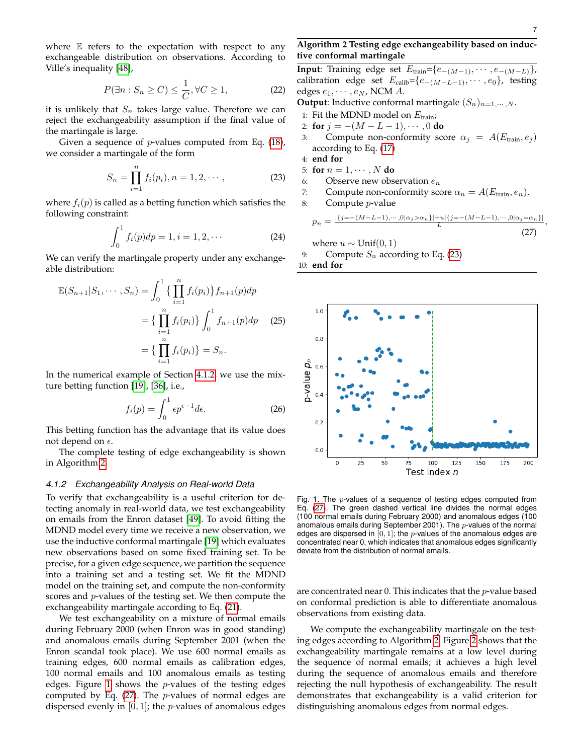where $\mathbb{E}$ refers to the expectation with respect to any exchangeable distribution on observations. According to Ville's inequality [48],

$$P(\exists n : S_n \geq C) \leq \frac{1}{C}, \forall C \geq 1, \tag{22}$$

it is unlikely that $S_n$ takes large value. Therefore we can reject the exchangeability assumption if the final value of the martingale is large.

Given a sequence of $p$-values computed from Eq. (18), we consider a martingale of the form

$$S_n = \prod_{i=1}^{n} f_i(p_i), n = 1, 2, \cdots, \tag{23}$$

where $f_i(p)$ is called as a betting function which satisfies the following constraint:

$$\int_0^1 f_i(p)dp = 1, i = 1, 2, \cdots \tag{24}$$

We can verify the martingale property under any exchangeable distribution:

$$\begin{aligned}\mathbb{E}(S_{n+1}|S_1, \cdots, S_n) &= \int_0^1 \{\prod_{i=1}^{n} f_i(p_i)\} f_{n+1}(p)dp \\ &= \{\prod_{i=1}^{n} f_i(p_i)\} \int_0^1 f_{n+1}(p)dp \\ &= \{\prod_{i=1}^{n} f_i(p_i)\} = S_n.\end{aligned} \tag{25}$$

In the numerical example of Section 4.1.2, we use the mixture betting function [19], [36], i.e.,

$$f_i(p) = \int_0^1 \epsilon p^{\epsilon - 1} d\epsilon. \tag{26}$$

This betting function has the advantage that its value does not depend on $\epsilon$.

The complete testing of edge exchangeability is shown in Algorithm 2.

**Algorithm 2** Testing edge exchangeability based on inductive conformal martingale

**Input**: Training edge set $E_{\text{train}}$=$\{e_{-(M-1)}, \cdots, e_{-(M-L)}\}$, calibration edge set $E_{\text{calib}}$=$\{e_{-(M-L-1)}, \cdots, e_0\}$, testing edges $e_1, \cdots, e_N$, NCM $A$.
**Output**: Inductive conformal martingale $(S_n)_{n=1,\cdots,N}$.

1: Fit the MDND model on $E_{\text{train}}$;
2: **for** $j = -(M-L-1), \cdots, 0$ **do**
3: Compute non-conformity score $\alpha_j = A(E_{\text{train}}, e_j)$ according to Eq. (17)
4: **end for**
5: **for** $n = 1, \cdots, N$ **do**
6: Observe new observation $e_n$
7: Compute non-conformity score $\alpha_n = A(E_{\text{train}}, e_n)$.
8: Compute $p$-value

$$p_n = \frac{|\{j = -(M-L-1), \cdots, 0 | \alpha_j > \alpha_n\}| + u|\{j = -(M-L-1), \cdots, 0 | \alpha_j = \alpha_n\}|}{L}, \tag{27}$$

where $u \sim \text{Unif}(0, 1)$
9: Compute $S_n$ according to Eq. (23)
10: **end for**

Fig. 1. The $p$-values of a sequence of testing edges computed from Eq. (27). The green dashed vertical line divides the normal edges (100 normal emails during February 2000) and anomalous edges (100 anomalous emails during September 2001). The $p$-values of the normal edges are dispersed in $[0, 1]$; the $p$-values of the anomalous edges are concentrated near 0, which indicates that anomalous edges significantly deviate from the distribution of normal emails.

### 4.1.2 Exchangeability Analysis on Real-world Data

To verify that exchangeability is a useful criterion for detecting anomaly in real-world data, we test exchangeability on emails from the Enron dataset [49]. To avoid fitting the MDND model every time we receive a new observation, we use the inductive conformal martingale [19] which evaluates new observations based on some fixed training set. To be precise, for a given edge sequence, we partition the sequence into a training set and a testing set. We fit the MDND model on the training set, and compute the non-conformity scores and $p$-values of the testing set. We then compute the exchangeability martingale according to Eq. (21).

We test exchangeability on a mixture of normal emails during February 2000 (when Enron was in good standing) and anomalous emails during September 2001 (when the Enron scandal took place). We use 600 normal emails as training edges, 600 normal emails as calibration edges, 100 normal emails and 100 anomalous emails as testing edges. Figure 1 shows the $p$-values of the testing edges computed by Eq. (27). The $p$-values of normal edges are dispersed evenly in $[0, 1]$; the $p$-values of anomalous edges are concentrated near 0. This indicates that the $p$-value based on conformal prediction is able to differentiate anomalous observations from existing data.

We compute the exchangeability martingale on the testing edges according to Algorithm 2. Figure 2 shows that the exchangeability martingale remains at a low level during the sequence of normal emails; it achieves a high level during the sequence of anomalous emails and therefore rejecting the null hypothesis of exchangeability. The result demonstrates that exchangeability is a valid criterion for distinguishing anomalous edges from normal edges.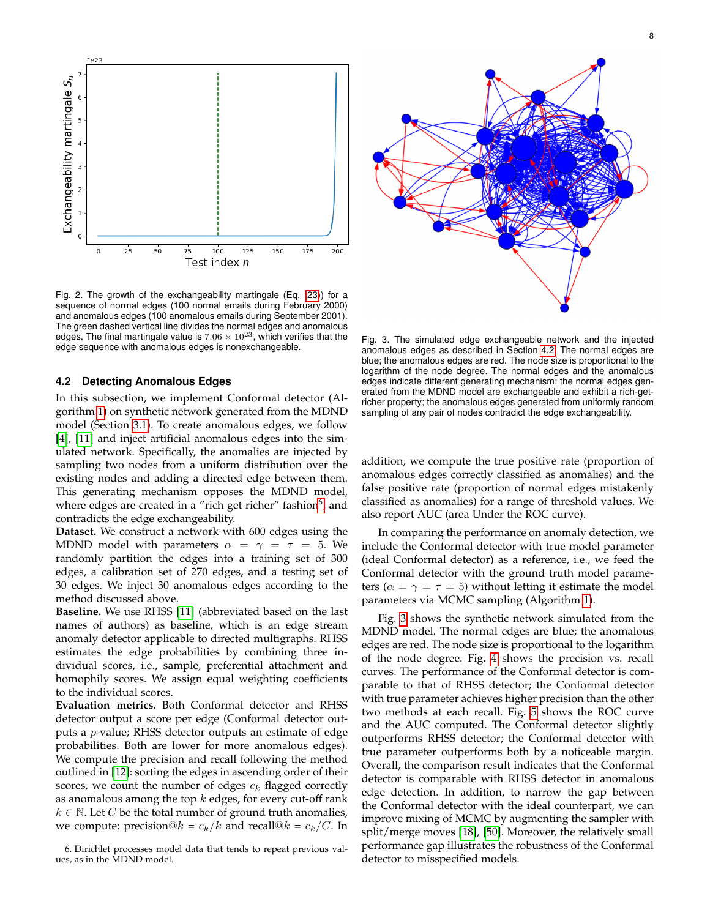Fig. 2. The growth of the exchangeability martingale (Eq. (23)) for a sequence of normal edges (100 normal emails during February 2000) and anomalous edges (100 anomalous emails during September 2001). The green dashed vertical line divides the normal edges and anomalous edges. The final martingale value is $7.06 \times 10^{23}$, which verifies that the edge sequence with anomalous edges is nonexchangeable.

### 4.2 Detecting Anomalous Edges

In this subsection, we implement Conformal detector (Algorithm 1) on synthetic network generated from the MDND model (Section 3.1). To create anomalous edges, we follow [4], [11] and inject artificial anomalous edges into the simulated network. Specifically, the anomalies are injected by sampling two nodes from a uniform distribution over the existing nodes and adding a directed edge between them. This generating mechanism opposes the MDND model, where edges are created in a "rich get richer" fashion[6], and contradicts the edge exchangeability.

**Dataset.** We construct a network with 600 edges using the MDND model with parameters $\alpha = \gamma = \tau = 5$. We randomly partition the edges into a training set of 300 edges, a calibration set of 270 edges, and a testing set of 30 edges. We inject 30 anomalous edges according to the method discussed above.

**Baseline.** We use RHSS [11] (abbreviated based on the last names of authors) as baseline, which is an edge stream anomaly detector applicable to directed multigraphs. RHSS estimates the edge probabilities by combining three individual scores, i.e., sample, preferential attachment and homophily scores. We assign equal weighting coefficients to the individual scores.

**Evaluation metrics.** Both Conformal detector and RHSS detector output a score per edge (Conformal detector outputs a $p$-value; RHSS detector outputs an estimate of edge probabilities. Both are lower for more anomalous edges). We compute the precision and recall following the method outlined in [12]: sorting the edges in ascending order of their scores, we count the number of edges $c_k$ flagged correctly as anomalous among the top $k$ edges, for every cut-off rank $k \in \mathbb{N}$. Let $C$ be the total number of ground truth anomalies, we compute: precision@$k = c_k/k$ and recall@$k = c_k/C$. In addition, we compute the true positive rate (proportion of anomalous edges correctly classified as anomalies) and the false positive rate (proportion of normal edges mistakenly classified as anomalies) for a range of threshold values. We also report AUC (area Under the ROC curve).

6. Dirichlet processes model data that tends to repeat previous values, as in the MDND model.

Fig. 3. The simulated edge exchangeable network and the injected anomalous edges as described in Section 4.2. The normal edges are blue; the anomalous edges are red. The node size is proportional to the logarithm of the node degree. The normal edges and the anomalous edges indicate different generating mechanism: the normal edges generated from the MDND model are exchangeable and exhibit a rich-get-richer property; the anomalous edges generated from uniformly random sampling of any pair of nodes contradict the edge exchangeability.

In comparing the performance on anomaly detection, we include the Conformal detector with true model parameter (ideal Conformal detector) as a reference, i.e., we feed the Conformal detector with the ground truth model parameters ($\alpha = \gamma = \tau = 5$) without letting it estimate the model parameters via MCMC sampling (Algorithm 1).

Fig. 3 shows the synthetic network simulated from the MDND model. The normal edges are blue; the anomalous edges are red. The node size is proportional to the logarithm of the node degree. Fig. 4 shows the precision vs. recall curves. The performance of the Conformal detector is comparable to that of RHSS detector; the Conformal detector with true parameter achieves higher precision than the other two methods at each recall. Fig. 5 shows the ROC curve and the AUC computed. The Conformal detector slightly outperforms RHSS detector; the Conformal detector with true parameter outperforms both by a noticeable margin. Overall, the comparison result indicates that the Conformal detector is comparable with RHSS detector in anomalous edge detection. In addition, to narrow the gap between the Conformal detector with the ideal counterpart, we can improve mixing of MCMC by augmenting the sampler with split/merge moves [18], [50]. Moreover, the relatively small performance gap illustrates the robustness of the Conformal detector to misspecified models.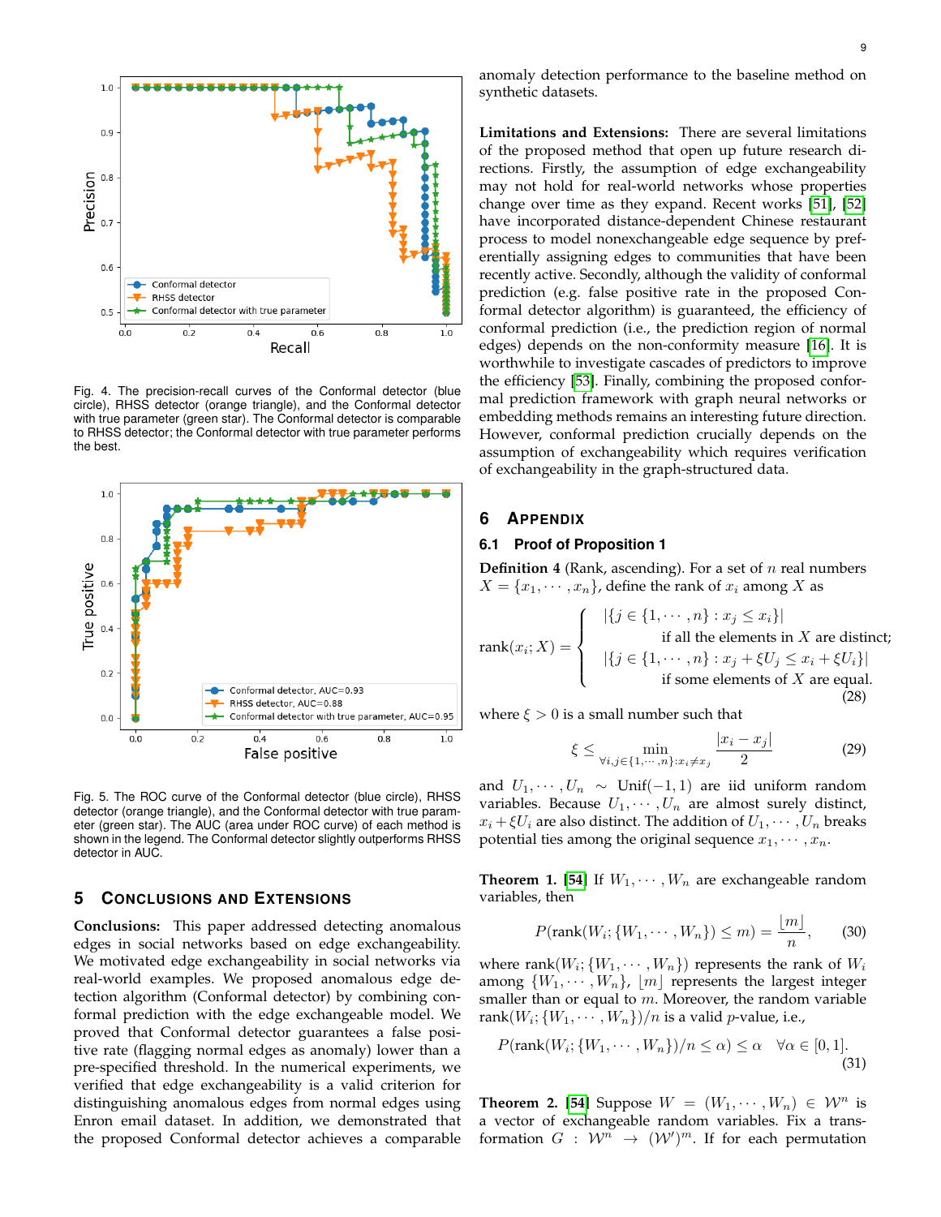Fig. 4. The precision-recall curves of the Conformal detector (blue circle), RHSS detector (orange triangle), and the Conformal detector with true parameter (green star). The Conformal detector is comparable to RHSS detector; the Conformal detector with true parameter performs the best.

Fig. 5. The ROC curve of the Conformal detector (blue circle), RHSS detector (orange triangle), and the Conformal detector with true parameter (green star). The AUC (area under ROC curve) of each method is shown in the legend. The Conformal detector slightly outperforms RHSS detector in AUC.

## 5 Conclusions and Extensions

**Conclusions:** This paper addressed detecting anomalous edges in social networks based on edge exchangeability. We motivated edge exchangeability in social networks via real-world examples. We proposed anomalous edge detection algorithm (Conformal detector) by combining conformal prediction with the edge exchangeable model. We proved that Conformal detector guarantees a false positive rate (flagging normal edges as anomaly) lower than a pre-specified threshold. In the numerical experiments, we verified that edge exchangeability is a valid criterion for distinguishing anomalous edges from normal edges using Enron email dataset. In addition, we demonstrated that the proposed Conformal detector achieves a comparable anomaly detection performance to the baseline method on synthetic datasets.

**Limitations and Extensions:** There are several limitations of the proposed method that open up future research directions. Firstly, the assumption of edge exchangeability may not hold for real-world networks whose properties change over time as they expand. Recent works [51], [52] have incorporated distance-dependent Chinese restaurant process to model nonexchangeable edge sequence by preferentially assigning edges to communities that have been recently active. Secondly, although the validity of conformal prediction (e.g. false positive rate in the proposed Conformal detector algorithm) is guaranteed, the efficiency of conformal prediction (i.e., the prediction region of normal edges) depends on the non-conformity measure [16]. It is worthwhile to investigate cascades of predictors to improve the efficiency [53]. Finally, combining the proposed conformal prediction framework with graph neural networks or embedding methods remains an interesting future direction. However, conformal prediction crucially depends on the assumption of exchangeability which requires verification of exchangeability in the graph-structured data.

## 6 Appendix

### 6.1 Proof of Proposition 1

**Definition 4** (Rank, ascending). For a set of $n$ real numbers $X = \{x_1, \cdots, x_n\}$, define the rank of $x_i$ among $X$ as

$$\text{rank}(x_i; X) = \begin{cases} |\{j \in \{1, \cdots, n\} : x_j \leq x_i\}| \\ \qquad \text{if all the elements in } X \text{ are distinct;} \\ |\{j \in \{1, \cdots, n\} : x_j + \xi U_j \leq x_i + \xi U_i\}| \\ \qquad \text{if some elements of } X \text{ are equal.} \end{cases} \tag{28}$$

where $\xi > 0$ is a small number such that

$$\xi \leq \min_{\forall i,j \in \{1,\cdots,n\}: x_i \neq x_j} \frac{|x_i - x_j|}{2} \tag{29}$$

and $U_1, \cdots, U_n \sim \text{Unif}(-1, 1)$ are iid uniform random variables. Because $U_1, \cdots, U_n$ are almost surely distinct, $x_i + \xi U_i$ are also distinct. The addition of $U_1, \cdots, U_n$ breaks potential ties among the original sequence $x_1, \cdots, x_n$.

**Theorem 1.** [54] If $W_1, \cdots, W_n$ are exchangeable random variables, then

$$P(\text{rank}(W_i; \{W_1, \cdots, W_n\}) \leq m) = \frac{\lfloor m \rfloor}{n}, \tag{30}$$

where $\text{rank}(W_i; \{W_1, \cdots, W_n\})$ represents the rank of $W_i$ among $\{W_1, \cdots, W_n\}$, $\lfloor m \rfloor$ represents the largest integer smaller than or equal to $m$. Moreover, the random variable $\text{rank}(W_i; \{W_1, \cdots, W_n\})/n$ is a valid $p$-value, i.e.,

$$P(\text{rank}(W_i; \{W_1, \cdots, W_n\})/n \leq \alpha) \leq \alpha \quad \forall \alpha \in [0, 1]. \tag{31}$$

**Theorem 2.** [54] Suppose $W = (W_1, \cdots, W_n) \in \mathcal{W}^n$ is a vector of exchangeable random variables. Fix a transformation $G : \mathcal{W}^n \to (\mathcal{W}')^m$. If for each permutation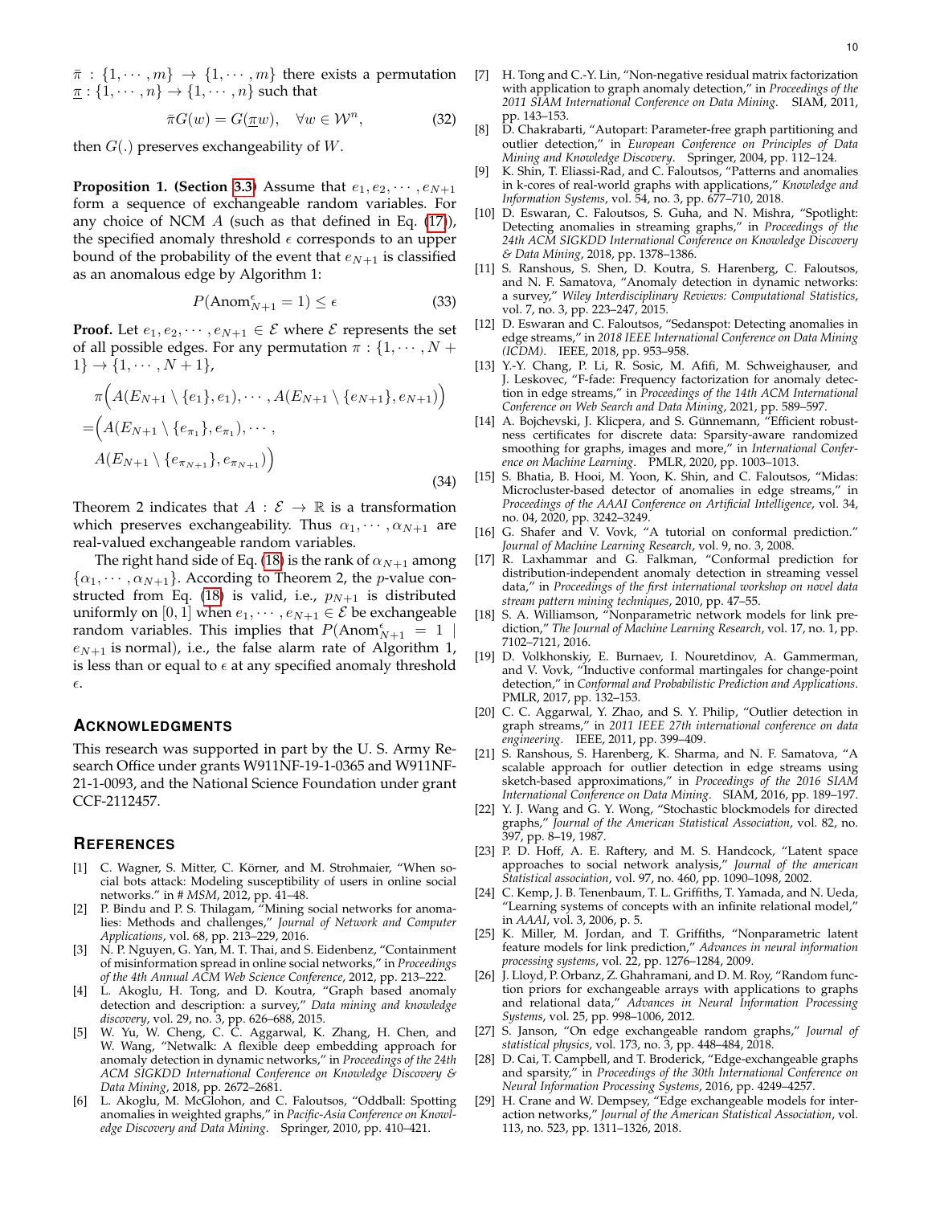$\bar{\pi} : \{1, \cdots, m\} \rightarrow \{1, \cdots, m\}$ there exists a permutation $\underline{\pi} : \{1, \cdots, n\} \rightarrow \{1, \cdots, n\}$ such that

$$\bar{\pi} G(w) = G(\underline{\pi} w), \quad \forall w \in \mathcal{W}^n, \tag{32}$$

then $G(.)$ preserves exchangeability of $W$.

**Proposition 1. (Section 3.3)** Assume that $e_1, e_2, \cdots, e_{N+1}$ form a sequence of exchangeable random variables. For any choice of NCM $A$ (such as that defined in Eq. (17)), the specified anomaly threshold $\epsilon$ corresponds to an upper bound of the probability of the event that $e_{N+1}$ is classified as an anomalous edge by Algorithm 1:

$$P(\text{Anom}^{\epsilon}_{N+1} = 1) \leq \epsilon \tag{33}$$

**Proof.** Let $e_1, e_2, \cdots, e_{N+1} \in \mathcal{E}$ where $\mathcal{E}$ represents the set of all possible edges. For any permutation $\pi : \{1, \cdots, N+1\} \rightarrow \{1, \cdots, N+1\}$,

$$\begin{aligned}
&\pi\Big(A(E_{N+1} \setminus \{e_1\}, e_1), \cdots, A(E_{N+1} \setminus \{e_{N+1}\}, e_{N+1})\Big) \\
=&\Big(A(E_{N+1} \setminus \{e_{\pi_1}\}, e_{\pi_1}), \cdots, \\
&A(E_{N+1} \setminus \{e_{\pi_{N+1}}\}, e_{\pi_{N+1}})\Big)
\end{aligned} \tag{34}$$

Theorem 2 indicates that $A : \mathcal{E} \rightarrow \mathbb{R}$ is a transformation which preserves exchangeability. Thus $\alpha_1, \cdots, \alpha_{N+1}$ are real-valued exchangeable random variables.

The right hand side of Eq. (18) is the rank of $\alpha_{N+1}$ among $\{\alpha_1, \cdots, \alpha_{N+1}\}$. According to Theorem 2, the $p$-value constructed from Eq. (18) is valid, i.e., $p_{N+1}$ is distributed uniformly on $[0, 1]$ when $e_1, \cdots, e_{N+1} \in \mathcal{E}$ be exchangeable random variables. This implies that $P(\text{Anom}^{\epsilon}_{N+1} = 1 \mid e_{N+1} \text{ is normal})$, i.e., the false alarm rate of Algorithm 1, is less than or equal to $\epsilon$ at any specified anomaly threshold $\epsilon$.

## Acknowledgments

This research was supported in part by the U. S. Army Research Office under grants W911NF-19-1-0365 and W911NF-21-1-0093, and the National Science Foundation under grant CCF-2112457.

## References

[1] C. Wagner, S. Mitter, C. Körner, and M. Strohmaier, "When social bots attack: Modeling susceptibility of users in online social networks." in # MSM, 2012, pp. 41–48.

[2] P. Bindu and P. S. Thilagam, "Mining social networks for anomalies: Methods and challenges," *Journal of Network and Computer Applications*, vol. 68, pp. 213–229, 2016.

[3] N. P. Nguyen, G. Yan, M. T. Thai, and S. Eidenbenz, "Containment of misinformation spread in online social networks," in *Proceedings of the 4th Annual ACM Web Science Conference*, 2012, pp. 213–222.

[4] L. Akoglu, H. Tong, and D. Koutra, "Graph based anomaly detection and description: a survey," *Data mining and knowledge discovery*, vol. 29, no. 3, pp. 626–688, 2015.

[5] W. Yu, W. Cheng, C. C. Aggarwal, K. Zhang, H. Chen, and W. Wang, "Netwalk: A flexible deep embedding approach for anomaly detection in dynamic networks," in *Proceedings of the 24th ACM SIGKDD International Conference on Knowledge Discovery & Data Mining*, 2018, pp. 2672–2681.

[6] L. Akoglu, M. McGlohon, and C. Faloutsos, "Oddball: Spotting anomalies in weighted graphs," in *Pacific-Asia Conference on Knowledge Discovery and Data Mining*. Springer, 2010, pp. 410–421.

[7] H. Tong and C.-Y. Lin, "Non-negative residual matrix factorization with application to graph anomaly detection," in *Proceedings of the 2011 SIAM International Conference on Data Mining*. SIAM, 2011, pp. 143–153.

[8] D. Chakrabarti, "Autopart: Parameter-free graph partitioning and outlier detection," in *European Conference on Principles of Data Mining and Knowledge Discovery*. Springer, 2004, pp. 112–124.

[9] K. Shin, T. Eliassi-Rad, and C. Faloutsos, "Patterns and anomalies in k-cores of real-world graphs with applications," *Knowledge and Information Systems*, vol. 54, no. 3, pp. 677–710, 2018.

[10] D. Eswaran, C. Faloutsos, S. Guha, and N. Mishra, "Spotlight: Detecting anomalies in streaming graphs," in *Proceedings of the 24th ACM SIGKDD International Conference on Knowledge Discovery & Data Mining*, 2018, pp. 1378–1386.

[11] S. Ranshous, S. Shen, D. Koutra, S. Harenberg, C. Faloutsos, and N. F. Samatova, "Anomaly detection in dynamic networks: a survey," *Wiley Interdisciplinary Reviews: Computational Statistics*, vol. 7, no. 3, pp. 223–247, 2015.

[12] D. Eswaran and C. Faloutsos, "Sedanspot: Detecting anomalies in edge streams," in *2018 IEEE International Conference on Data Mining (ICDM)*. IEEE, 2018, pp. 953–958.

[13] Y.-Y. Chang, P. Li, R. Sosic, M. Afifi, M. Schweighauser, and J. Leskovec, "F-fade: Frequency factorization for anomaly detection in edge streams," in *Proceedings of the 14th ACM International Conference on Web Search and Data Mining*, 2021, pp. 589–597.

[14] A. Bojchevski, J. Klicpera, and S. Günnemann, "Efficient robustness certificates for discrete data: Sparsity-aware randomized smoothing for graphs, images and more," in *International Conference on Machine Learning*. PMLR, 2020, pp. 1003–1013.

[15] S. Bhatia, B. Hooi, M. Yoon, K. Shin, and C. Faloutsos, "Midas: Microcluster-based detector of anomalies in edge streams," in *Proceedings of the AAAI Conference on Artificial Intelligence*, vol. 34, no. 04, 2020, pp. 3242–3249.

[16] G. Shafer and V. Vovk, "A tutorial on conformal prediction." *Journal of Machine Learning Research*, vol. 9, no. 3, 2008.

[17] R. Laxhammar and G. Falkman, "Conformal prediction for distribution-independent anomaly detection in streaming vessel data," in *Proceedings of the first international workshop on novel data stream pattern mining techniques*, 2010, pp. 47–55.

[18] S. A. Williamson, "Nonparametric network models for link prediction," *The Journal of Machine Learning Research*, vol. 17, no. 1, pp. 7102–7121, 2016.

[19] D. Volkhonskiy, E. Burnaev, I. Nouretdinov, A. Gammerman, and V. Vovk, "Inductive conformal martingales for change-point detection," in *Conformal and Probabilistic Prediction and Applications*. PMLR, 2017, pp. 132–153.

[20] C. C. Aggarwal, Y. Zhao, and S. Y. Philip, "Outlier detection in graph streams," in *2011 IEEE 27th international conference on data engineering*. IEEE, 2011, pp. 399–409.

[21] S. Ranshous, S. Harenberg, K. Sharma, and N. F. Samatova, "A scalable approach for outlier detection in edge streams using sketch-based approximations," in *Proceedings of the 2016 SIAM International Conference on Data Mining*. SIAM, 2016, pp. 189–197.

[22] Y. J. Wang and G. Y. Wong, "Stochastic blockmodels for directed graphs," *Journal of the American Statistical Association*, vol. 82, no. 397, pp. 8–19, 1987.

[23] P. D. Hoff, A. E. Raftery, and M. S. Handcock, "Latent space approaches to social network analysis," *Journal of the american Statistical association*, vol. 97, no. 460, pp. 1090–1098, 2002.

[24] C. Kemp, J. B. Tenenbaum, T. L. Griffiths, T. Yamada, and N. Ueda, "Learning systems of concepts with an infinite relational model," in *AAAI*, vol. 3, 2006, p. 5.

[25] K. Miller, M. Jordan, and T. Griffiths, "Nonparametric latent feature models for link prediction," *Advances in neural information processing systems*, vol. 22, pp. 1276–1284, 2009.

[26] J. Lloyd, P. Orbanz, Z. Ghahramani, and D. M. Roy, "Random function priors for exchangeable arrays with applications to graphs and relational data," *Advances in Neural Information Processing Systems*, vol. 25, pp. 998–1006, 2012.

[27] S. Janson, "On edge exchangeable random graphs," *Journal of statistical physics*, vol. 173, no. 3, pp. 448–484, 2018.

[28] D. Cai, T. Campbell, and T. Broderick, "Edge-exchangeable graphs and sparsity," in *Proceedings of the 30th International Conference on Neural Information Processing Systems*, 2016, pp. 4249–4257.

[29] H. Crane and W. Dempsey, "Edge exchangeable models for interaction networks," *Journal of the American Statistical Association*, vol. 113, no. 523, pp. 1311–1326, 2018.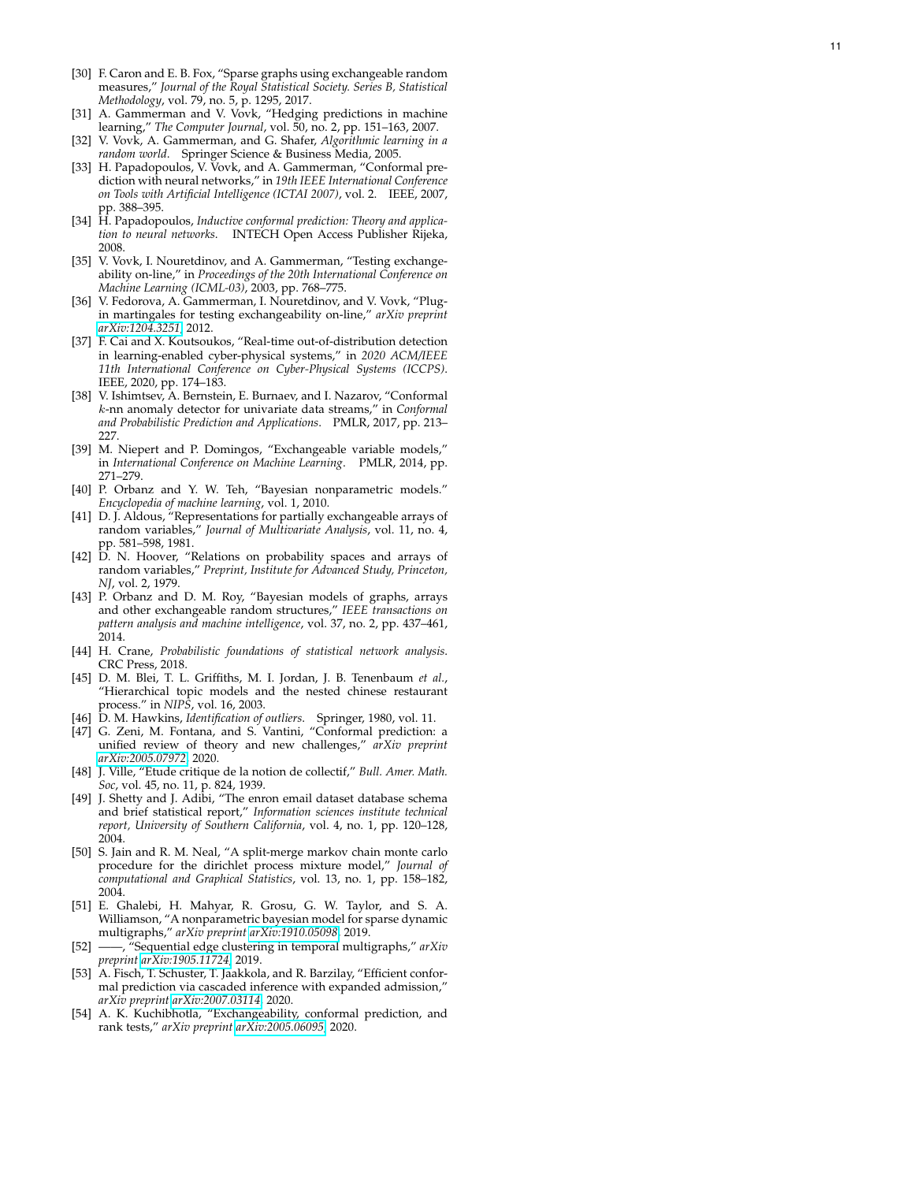[30] F. Caron and E. B. Fox, "Sparse graphs using exchangeable random measures," *Journal of the Royal Statistical Society. Series B, Statistical Methodology*, vol. 79, no. 5, p. 1295, 2017.

[31] A. Gammerman and V. Vovk, "Hedging predictions in machine learning," *The Computer Journal*, vol. 50, no. 2, pp. 151–163, 2007.

[32] V. Vovk, A. Gammerman, and G. Shafer, *Algorithmic learning in a random world*. Springer Science & Business Media, 2005.

[33] H. Papadopoulos, V. Vovk, and A. Gammerman, "Conformal prediction with neural networks," in *19th IEEE International Conference on Tools with Artificial Intelligence (ICTAI 2007)*, vol. 2. IEEE, 2007, pp. 388–395.

[34] H. Papadopoulos, *Inductive conformal prediction: Theory and application to neural networks.* INTECH Open Access Publisher Rijeka, 2008.

[35] V. Vovk, I. Nouretdinov, and A. Gammerman, "Testing exchangeability on-line," in *Proceedings of the 20th International Conference on Machine Learning (ICML-03)*, 2003, pp. 768–775.

[36] V. Fedorova, A. Gammerman, I. Nouretdinov, and V. Vovk, "Plug-in martingales for testing exchangeability on-line," *arXiv preprint arXiv:1204.3251*, 2012.

[37] F. Cai and X. Koutsoukos, "Real-time out-of-distribution detection in learning-enabled cyber-physical systems," in *2020 ACM/IEEE 11th International Conference on Cyber-Physical Systems (ICCPS)*. IEEE, 2020, pp. 174–183.

[38] V. Ishimtsev, A. Bernstein, E. Burnaev, and I. Nazarov, "Conformal $k$-nn anomaly detector for univariate data streams," in *Conformal and Probabilistic Prediction and Applications*. PMLR, 2017, pp. 213–227.

[39] M. Niepert and P. Domingos, "Exchangeable variable models," in *International Conference on Machine Learning*. PMLR, 2014, pp. 271–279.

[40] P. Orbanz and Y. W. Teh, "Bayesian nonparametric models." *Encyclopedia of machine learning*, vol. 1, 2010.

[41] D. J. Aldous, "Representations for partially exchangeable arrays of random variables," *Journal of Multivariate Analysis*, vol. 11, no. 4, pp. 581–598, 1981.

[42] D. N. Hoover, "Relations on probability spaces and arrays of random variables," *Preprint, Institute for Advanced Study, Princeton, NJ*, vol. 2, 1979.

[43] P. Orbanz and D. M. Roy, "Bayesian models of graphs, arrays and other exchangeable random structures," *IEEE transactions on pattern analysis and machine intelligence*, vol. 37, no. 2, pp. 437–461, 2014.

[44] H. Crane, *Probabilistic foundations of statistical network analysis*. CRC Press, 2018.

[45] D. M. Blei, T. L. Griffiths, M. I. Jordan, J. B. Tenenbaum *et al.*, "Hierarchical topic models and the nested chinese restaurant process." in *NIPS*, vol. 16, 2003.

[46] D. M. Hawkins, *Identification of outliers.* Springer, 1980, vol. 11.

[47] G. Zeni, M. Fontana, and S. Vantini, "Conformal prediction: a unified review of theory and new challenges," *arXiv preprint arXiv:2005.07972*, 2020.

[48] J. Ville, "Etude critique de la notion de collectif," *Bull. Amer. Math. Soc*, vol. 45, no. 11, p. 824, 1939.

[49] J. Shetty and J. Adibi, "The enron email dataset database schema and brief statistical report," *Information sciences institute technical report, University of Southern California*, vol. 4, no. 1, pp. 120–128, 2004.

[50] S. Jain and R. M. Neal, "A split-merge markov chain monte carlo procedure for the dirichlet process mixture model," *Journal of computational and Graphical Statistics*, vol. 13, no. 1, pp. 158–182, 2004.

[51] E. Ghalebi, H. Mahyar, R. Grosu, G. W. Taylor, and S. A. Williamson, "A nonparametric bayesian model for sparse dynamic multigraphs," *arXiv preprint arXiv:1910.05098*, 2019.

[52] ——, "Sequential edge clustering in temporal multigraphs," *arXiv preprint arXiv:1905.11724*, 2019.

[53] A. Fisch, T. Schuster, T. Jaakkola, and R. Barzilay, "Efficient conformal prediction via cascaded inference with expanded admission," *arXiv preprint arXiv:2007.03114*, 2020.

[54] A. K. Kuchibhotla, "Exchangeability, conformal prediction, and rank tests," *arXiv preprint arXiv:2005.06095*, 2020.